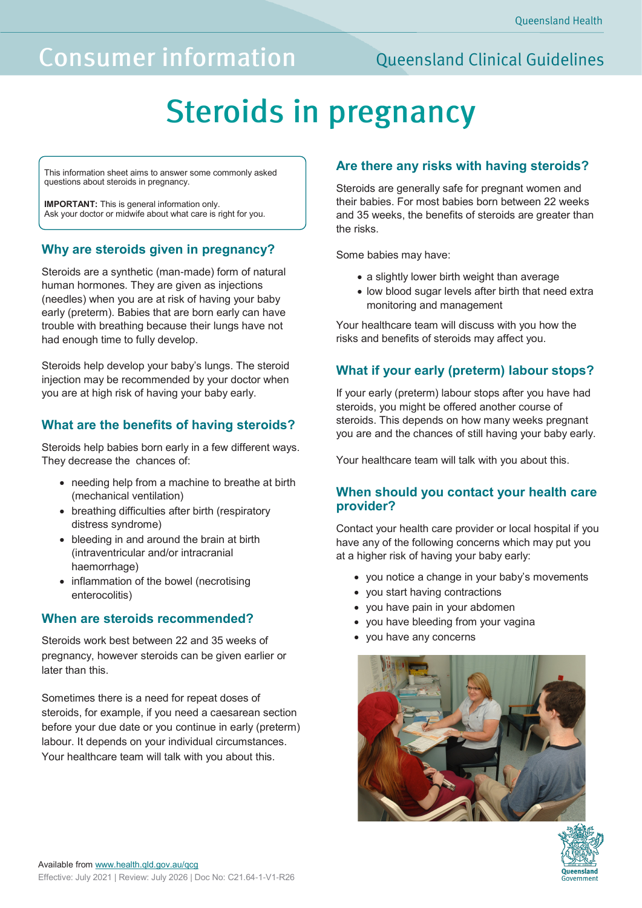Consumer information

Queensland Clinical Guidelines

# Steroids in pregnancy

This information sheet aims to answer some commonly asked questions about steroids in pregnancy.

**IMPORTANT:** This is general information only.
Ask your doctor or midwife about what care is right for you.

## Why are steroids given in pregnancy?

Steroids are a synthetic (man-made) form of natural human hormones. They are given as injections (needles) when you are at risk of having your baby early (preterm). Babies that are born early can have trouble with breathing because their lungs have not had enough time to fully develop.

Steroids help develop your baby's lungs. The steroid injection may be recommended by your doctor when you are at high risk of having your baby early.

## What are the benefits of having steroids?

Steroids help babies born early in a few different ways. They decrease the chances of:

- needing help from a machine to breathe at birth (mechanical ventilation)
- breathing difficulties after birth (respiratory distress syndrome)
- bleeding in and around the brain at birth (intraventricular and/or intracranial haemorrhage)
- inflammation of the bowel (necrotising enterocolitis)

## When are steroids recommended?

Steroids work best between 22 and 35 weeks of pregnancy, however steroids can be given earlier or later than this.

Sometimes there is a need for repeat doses of steroids, for example, if you need a caesarean section before your due date or you continue in early (preterm) labour. It depends on your individual circumstances. Your healthcare team will talk with you about this.

## Are there any risks with having steroids?

Steroids are generally safe for pregnant women and their babies. For most babies born between 22 weeks and 35 weeks, the benefits of steroids are greater than the risks.

Some babies may have:

- a slightly lower birth weight than average
- low blood sugar levels after birth that need extra monitoring and management

Your healthcare team will discuss with you how the risks and benefits of steroids may affect you.

## What if your early (preterm) labour stops?

If your early (preterm) labour stops after you have had steroids, you might be offered another course of steroids. This depends on how many weeks pregnant you are and the chances of still having your baby early.

Your healthcare team will talk with you about this.

## When should you contact your health care provider?

Contact your health care provider or local hospital if you have any of the following concerns which may put you at a higher risk of having your baby early:

- you notice a change in your baby's movements
- you start having contractions
- you have pain in your abdomen
- you have bleeding from your vagina
- you have any concerns

Available from www.health.qld.gov.au/qcg
Effective: July 2021 | Review: July 2026 | Doc No: C21.64-1-V1-R26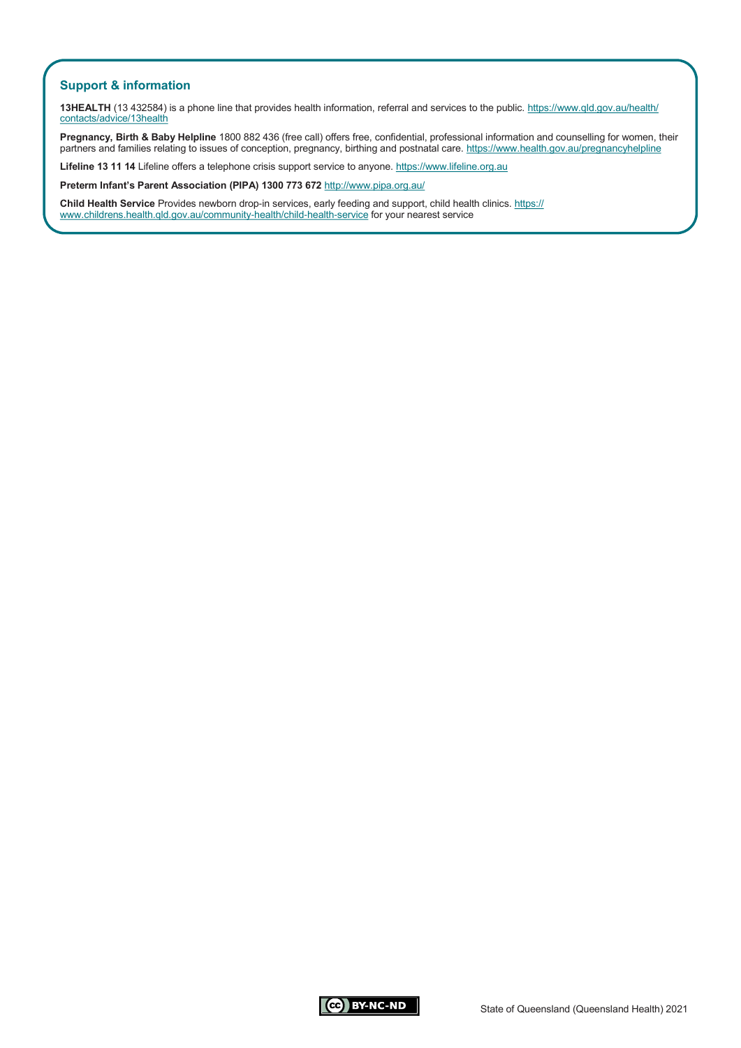## Support & information

**13HEALTH** (13 432584) is a phone line that provides health information, referral and services to the public. https://www.qld.gov.au/health/contacts/advice/13health

**Pregnancy, Birth & Baby Helpline** 1800 882 436 (free call) offers free, confidential, professional information and counselling for women, their partners and families relating to issues of conception, pregnancy, birthing and postnatal care. https://www.health.gov.au/pregnancyhelpline

**Lifeline 13 11 14** Lifeline offers a telephone crisis support service to anyone. https://www.lifeline.org.au

**Preterm Infant's Parent Association (PIPA) 1300 773 672** http://www.pipa.org.au/

**Child Health Service** Provides newborn drop-in services, early feeding and support, child health clinics. https://www.childrens.health.qld.gov.au/community-health/child-health-service for your nearest service

CC BY-NC-ND

State of Queensland (Queensland Health) 2021